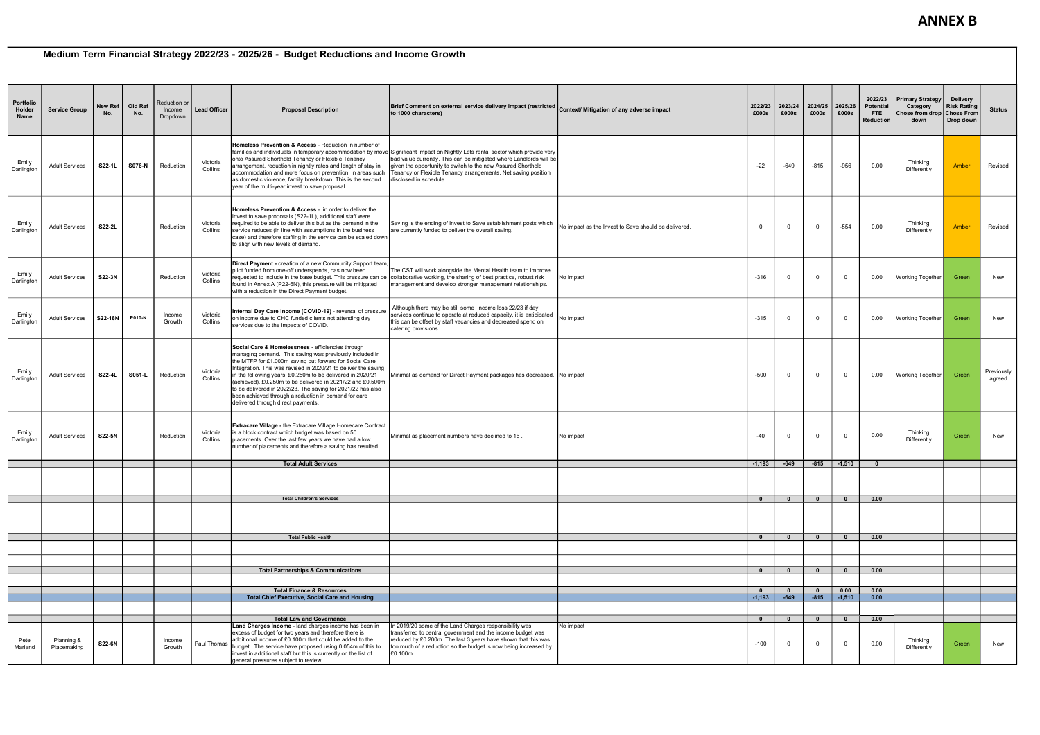# ANNEX B

## Medium Term Financial Strategy 2022/23 - 2025/26 - Budget Reductions and Income Growth

| Portfolio Holder Name | Service Group | New Ref No. | Old Ref No. | Reduction or Income Dropdown | Lead Officer | Proposal Description | Brief Comment on external service delivery impact (restricted to 1000 characters) | Context/ Mitigation of any adverse impact | 2022/23 £000s | 2023/24 £000s | 2024/25 £000s | 2025/26 £000s | 2022/23 Potential FTE Reduction | Primary Strategy Category Chose from drop down | Delivery Risk Rating Chose From Drop down | Status |
|---|---|---|---|---|---|---|---|---|---|---|---|---|---|---|---|---|
| Emily Darlington | Adult Services | S22-1L | S076-N | Reduction | Victoria Collins | **Homeless Prevention & Access** - Reduction in number of families and individuals in temporary accommodation by move onto Assured Shorthold Tenancy or Flexible Tenancy arrangement, reduction in nightly rates and length of stay in accommodation and more focus on prevention, in areas such as domestic violence, family breakdown. This is the second year of the multi-year invest to save proposal. | Significant impact on Nightly Lets rental sector which provide very bad value currently. This can be mitigated where Landlords will be given the opportunity to switch to the new Assured Shorthold Tenancy or Flexible Tenancy arrangements. Net saving position disclosed in schedule. | | -22 | -649 | -815 | -956 | 0.00 | Thinking Differently | Amber | Revised |
| Emily Darlington | Adult Services | S22-2L | | Reduction | Victoria Collins | **Homeless Prevention & Access** - in order to deliver the invest to save proposals (S22-1L), additional staff were required to be able to deliver this but as the demand in the service reduces (in line with assumptions in the business case) and therefore staffing in the service can be scaled down to align with new levels of demand. | Saving is the ending of Invest to Save establishment posts which are currently funded to deliver the overall saving. | No impact as the Invest to Save should be delivered. | 0 | 0 | 0 | -554 | 0.00 | Thinking Differently | Amber | Revised |
| Emily Darlington | Adult Services | S22-3N | | Reduction | Victoria Collins | **Direct Payment -** creation of a new Community Support team, pilot funded from one-off underspends, has now been requested to include in the base budget. This pressure can be found in Annex A (P22-6N), this pressure will be mitigated with a reduction in the Direct Payment budget. | The CST will work alongside the Mental Health team to improve collaborative working, the sharing of best practice, robust risk management and develop stronger management relationships. | No impact | -316 | 0 | 0 | 0 | 0.00 | Working Together | Green | New |
| Emily Darlington | Adult Services | S22-18N | P010-N | Income Growth | Victoria Collins | **Internal Day Care Income (COVID-19)** - reversal of pressure on income due to CHC funded clients not attending day services due to the impacts of COVID. | Although there may be still some income loss 22/23 if day services continue to operate at reduced capacity, it is anticipated this can be offset by staff vacancies and decreased spend on catering provisions. | No impact | -315 | 0 | 0 | 0 | 0.00 | Working Together | Green | New |
| Emily Darlington | Adult Services | S22-4L | S051-L | Reduction | Victoria Collins | **Social Care & Homelessness -** efficiencies through managing demand. This saving was previously included in the MTFP for £1.000m saving put forward for Social Care Integration. This was revised in 2020/21 to deliver the saving in the following years: £0.250m to be delivered in 2020/21 (achieved), £0.250m to be delivered in 2021/22 and £0.500m to be delivered in 2022/23. The saving for 2021/22 has also been achieved through a reduction in demand for care delivered through direct payments. | Minimal as demand for Direct Payment packages has decreased. | No impact | -500 | 0 | 0 | 0 | 0.00 | Working Together | Green | Previously agreed |
| Emily Darlington | Adult Services | S22-5N | | Reduction | Victoria Collins | **Extracare Village -** the Extracare Village Homecare Contract is a block contract which budget was based on 50 placements. Over the last few years we have had a low number of placements and therefore a saving has resulted. | Minimal as placement numbers have declined to 16 . | No impact | -40 | 0 | 0 | 0 | 0.00 | Thinking Differently | Green | New |
| | | | | | | **Total Adult Services** | | | **-1,193** | **-649** | **-815** | **-1,510** | **0** | | | |
| | | | | | | | | | | | | | | | | |
| | | | | | | **Total Children's Services** | | | **0** | **0** | **0** | **0** | **0.00** | | | |
| | | | | | | | | | | | | | | | | |
| | | | | | | **Total Public Health** | | | **0** | **0** | **0** | **0** | **0.00** | | | |
| | | | | | | | | | | | | | | | | |
| | | | | | | **Total Partnerships & Communications** | | | **0** | **0** | **0** | **0** | **0.00** | | | |
| | | | | | | | | | | | | | | | | |
| | | | | | | **Total Finance & Resources** | | | **0** | **0** | **0** | **0.00** | **0.00** | | | |
| | | | | | | **Total Chief Executive, Social Care and Housing** | | | **-1,193** | **-649** | **-815** | **-1,510** | **0.00** | | | |
| | | | | | | | | | | | | | | | | |
| | | | | | | **Total Law and Governance** | | | **0** | **0** | **0** | **0** | **0.00** | | | |
| Pete Marland | Planning & Placemaking | S22-6N | | Income Growth | Paul Thomas | **Land Charges Income -** land charges income has been in excess of budget for two years and therefore there is additional income of £0.100m that could be added to the budget. The service have proposed using 0.054m of this to invest in additional staff but this is currently on the list of general pressures subject to review. | In 2019/20 some of the Land Charges responsibility was transferred to central government and the income budget was reduced by £0.200m. The last 3 years have shown that this was too much of a reduction so the budget is now being increased by £0.100m. | No impact | -100 | 0 | 0 | 0 | 0.00 | Thinking Differently | Green | New |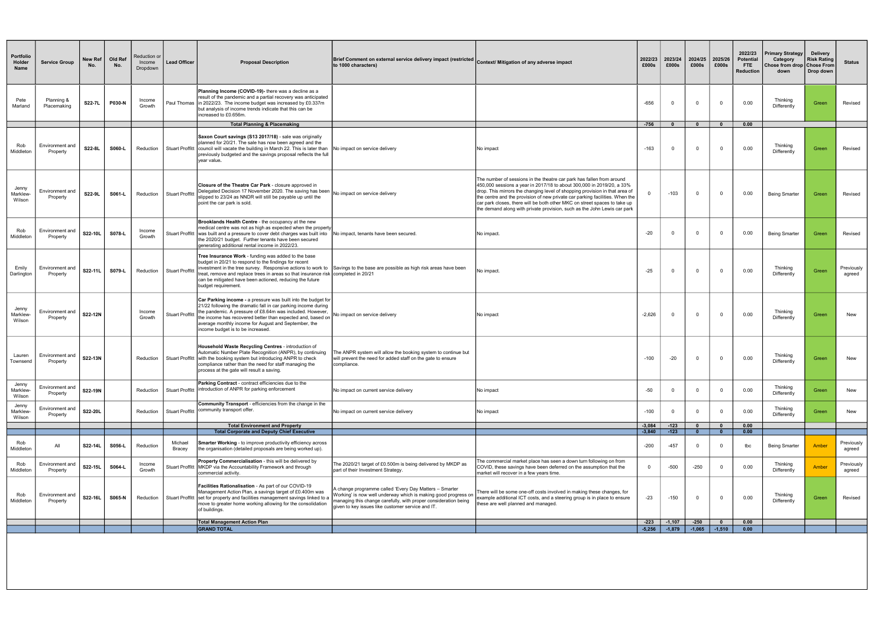| Portfolio Holder Name | Service Group | New Ref No. | Old Ref No. | Reduction or Income Dropdown | Lead Officer | Proposal Description | Brief Comment on external service delivery impact (restricted to 1000 characters) | Context/ Mitigation of any adverse impact | 2022/23 £000s | 2023/24 £000s | 2024/25 £000s | 2025/26 £000s | 2022/23 Potential FTE Reduction | Primary Strategy Category Chose from drop down | Delivery Risk Rating Chose From Drop down | Status |
|---|---|---|---|---|---|---|---|---|---|---|---|---|---|---|---|---|
| Pete Marland | Planning & Placemaking | S22-7L | P030-N | Income Growth | Paul Thomas | **Planning Income (COVID-19)-** there was a decline as a result of the pandemic and a partial recovery was anticipated in 2022/23. The income budget was increased by £0.337m but analysis of income trends indicate that this can be increased to £0.656m. | | | -656 | 0 | 0 | 0 | 0.00 | Thinking Differently | Green | Revised |
| | | | | | | **Total Planning & Placemaking** | | | -756 | 0 | 0 | 0 | 0.00 | | | |
| Rob Middleton | Environment and Property | S22-8L | S060-L | Reduction | Stuart Proffitt | **Saxon Court savings (S13 2017/18)** - sale was originally planned for 20/21. The sale has now been agreed and the council will vacate the building in March 22. This is later than previously budgeted and the savings proposal reflects the full year value. | No impact on service delivery | No impact | -163 | 0 | 0 | 0 | 0.00 | Thinking Differently | Green | Revised |
| Jenny Marklew-Wilson | Environment and Property | S22-9L | S061-L | Reduction | Stuart Proffitt | **Closure of the Theatre Car Park** - closure approved in Delegated Decision 17 November 2020. The saving has been slipped to 23/24 as NNDR will still be payable up until the point the car park is sold. | No impact on service delivery | The number of sessions in the theatre car park has fallen from around 450,000 sessions a year in 2017/18 to about 300,000 in 2019/20, a 33% drop. This mirrors the changing level of shopping provision in that area of the centre and the provision of new private car parking facilities. When the car park closes, there will be both other MKC on street spaces to take up the demand along with private provision, such as the John Lewis car park | 0 | -103 | 0 | 0 | 0.00 | Being Smarter | Green | Revised |
| Rob Middleton | Environment and Property | S22-10L | S078-L | Income Growth | Stuart Proffitt | **Brooklands Health Centre** - the occupancy at the new medical centre was not as high as expected when the property was built and a pressure to cover debt charges was built into the 2020/21 budget. Further tenants have been secured generating additional rental income in 2022/23. | No impact, tenants have been secured. | No impact. | -20 | 0 | 0 | 0 | 0.00 | Being Smarter | Green | Revised |
| Emily Darlington | Environment and Property | S22-11L | S079-L | Reduction | Stuart Proffitt | **Tree Insurance Work** - funding was added to the base budget in 20/21 to respond to the findings for recent investment in the tree survey. Responsive actions to work to treat, remove and replace trees in areas so that insurance risk can be mitigated have been actioned, reducing the future budget requirement. | Savings to the base are possible as high risk areas have been completed in 20/21 | No impact. | -25 | 0 | 0 | 0 | 0.00 | Thinking Differently | Green | Previously agreed |
| Jenny Marklew-Wilson | Environment and Property | S22-12N | | Income Growth | Stuart Proffitt | **Car Parking income** - a pressure was built into the budget for 21/22 following the dramatic fall in car parking income during the pandemic. A pressure of £8.64m was included. However, the income has recovered better than expected and, based on average monthly income for August and September, the income budget is to be increased. | No impact on service delivery | No impact | -2,626 | 0 | 0 | 0 | 0.00 | Thinking Differently | Green | New |
| Lauren Townsend | Environment and Property | S22-13N | | Reduction | Stuart Proffitt | **Household Waste Recycling Centres** - introduction of Automatic Number Plate Recognition (ANPR), by continuing with the booking system but introducing ANPR to check compliance rather than the need for staff managing the process at the gate will result a saving. | The ANPR system will allow the booking system to continue but will prevent the need for added staff on the gate to ensure compliance. | | -100 | -20 | 0 | 0 | 0.00 | Thinking Differently | Green | New |
| Jenny Marklew-Wilson | Environment and Property | S22-19N | | Reduction | Stuart Proffitt | **Parking Contract** - contract efficiencies due to the introduction of ANPR for parking enforcement | No impact on current service delivery | No impact | -50 | 0 | 0 | 0 | 0.00 | Thinking Differently | Green | New |
| Jenny Marklew-Wilson | Environment and Property | S22-20L | | Reduction | Stuart Proffitt | **Community Transport** - efficiencies from the change in the community transport offer. | No impact on current service delivery | No impact | -100 | 0 | 0 | 0 | 0.00 | Thinking Differently | Green | New |
| | | | | | | **Total Environment and Property** | | | -3,084 | -123 | 0 | 0 | 0.00 | | | |
| | | | | | | **Total Corporate and Deputy Chief Executive** | | | -3,840 | -123 | 0 | 0 | 0.00 | | | |
| Rob Middleton | All | S22-14L | S056-L | Reduction | Michael Bracey | **Smarter Working** - to improve productivity efficiency across the organisation (detailed proposals are being worked up). | | | -200 | -457 | 0 | 0 | tbc | Being Smarter | Amber | Previously agreed |
| Rob Middleton | Environment and Property | S22-15L | S064-L | Income Growth | Stuart Proffitt | **Property Commercialisation** - this will be delivered by MKDP via the Accountability Framework and through commercial activity. | The 2020/21 target of £0.500m is being delivered by MKDP as part of their Investment Strategy. | The commercial market place has seen a down turn following on from COVID, these savings have been deferred on the assumption that the market will recover in a few years time. | 0 | -500 | -250 | 0 | 0.00 | Thinking Differently | Amber | Previously agreed |
| Rob Middleton | Environment and Property | S22-16L | S065-N | Reduction | Stuart Proffitt | **Facilities Rationalisation** - As part of our COVID-19 Management Action Plan, a savings target of £0.400m was set for property and facilities management savings linked to a move to greater home working allowing for the consolidation of buildings. | A change programme called 'Every Day Matters – Smarter Working' is now well underway which is making good progress on managing this change carefully, with proper consideration being given to key issues like customer service and IT. | There will be some one-off costs involved in making these changes, for example additional ICT costs, and a steering group is in place to ensure these are well planned and managed. | -23 | -150 | 0 | 0 | 0.00 | Thinking Differently | Green | Revised |
| | | | | | | **Total Management Action Plan** | | | -223 | -1,107 | -250 | 0 | 0.00 | | | |
| | | | | | | **GRAND TOTAL** | | | -5,256 | -1,879 | -1,065 | -1,510 | 0.00 | | | |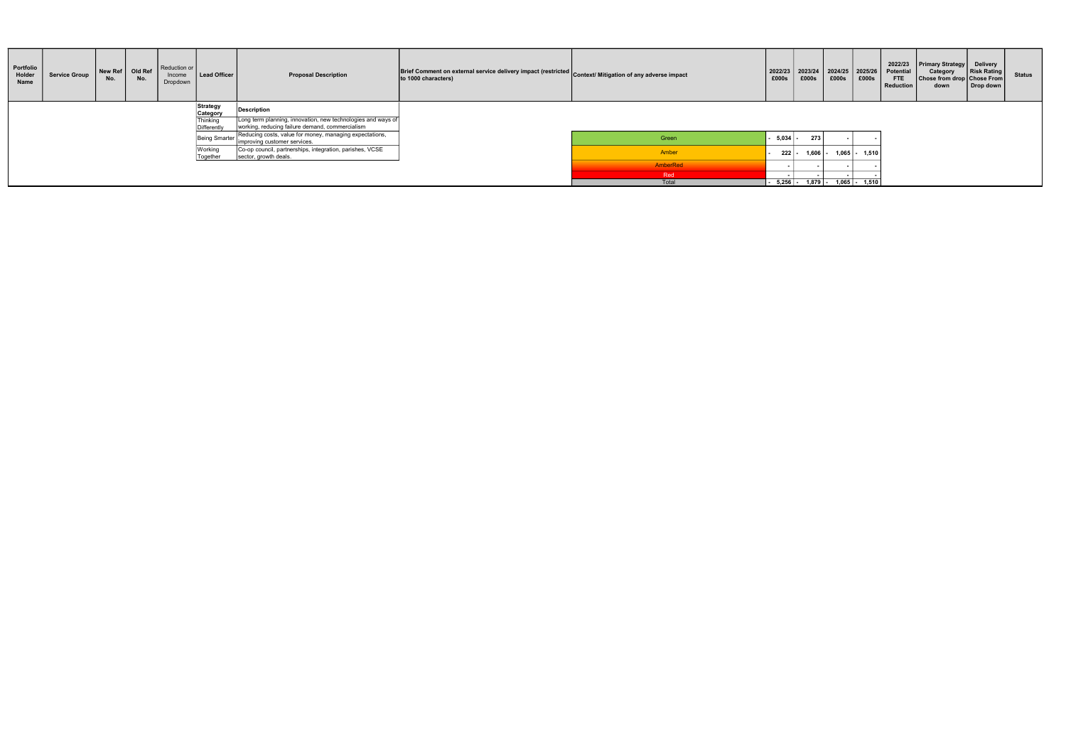| Portfolio Holder Name | Service Group | New Ref No. | Old Ref No. | Reduction or Income Dropdown | Lead Officer | Proposal Description | Brief Comment on external service delivery impact (restricted to 1000 characters) | Context/ Mitigation of any adverse impact | 2022/23 £000s | 2023/24 £000s | 2024/25 £000s | 2025/26 £000s | 2022/23 Potential FTE Reduction | Primary Strategy Category Chose from drop down | Delivery Risk Rating Chose From Drop down | Status |
|---|---|---|---|---|---|---|---|---|---|---|---|---|---|---|---|---|

| Strategy Category | Description |
|---|---|
| Thinking Differently | Long term planning, innovation, new technologies and ways of working, reducing failure demand, commercialism |
| Being Smarter | Reducing costs, value for money, managing expectations, improving customer services. |
| Working Together | Co-op council, partnerships, integration, parishes, VCSE sector, growth deals. |

| | 2022/23 £000s | 2023/24 £000s | 2024/25 £000s | 2025/26 £000s |
|---|---|---|---|---|
| Green | - 5,034 | - 273 | - | - |
| Amber | - 222 | - 1,606 | - 1,065 | - 1,510 |
| AmberRed | - | - | - | - |
| Red | - | - | - | - |
| Total | - 5,256 | - 1,879 | - 1,065 | - 1,510 |